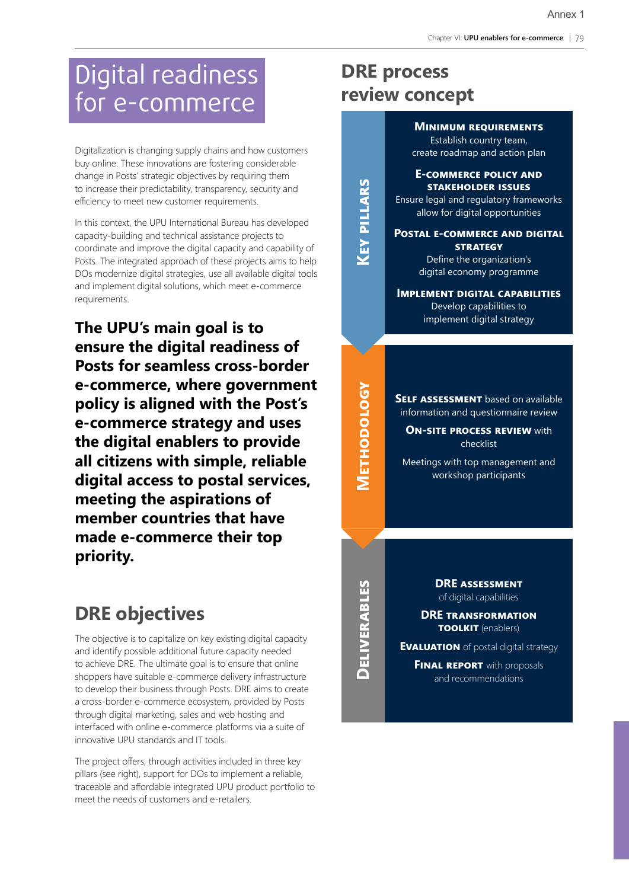# Digital readiness for e-commerce

Digitalization is changing supply chains and how customers buy online. These innovations are fostering considerable change in Posts' strategic objectives by requiring them to increase their predictability, transparency, security and efficiency to meet new customer requirements.

In this context, the UPU International Bureau has developed capacity-building and technical assistance projects to coordinate and improve the digital capacity and capability of Posts. The integrated approach of these projects aims to help DOs modernize digital strategies, use all available digital tools and implement digital solutions, which meet e-commerce requirements.

**The UPU's main goal is to ensure the digital readiness of Posts for seamless cross-border e-commerce, where government policy is aligned with the Post's e-commerce strategy and uses the digital enablers to provide all citizens with simple, reliable digital access to postal services, meeting the aspirations of member countries that have made e-commerce their top priority.**

## DRE objectives

The objective is to capitalize on key existing digital capacity and identify possible additional future capacity needed to achieve DRE. The ultimate goal is to ensure that online shoppers have suitable e-commerce delivery infrastructure to develop their business through Posts. DRE aims to create a cross-border e-commerce ecosystem, provided by Posts through digital marketing, sales and web hosting and interfaced with online e-commerce platforms via a suite of innovative UPU standards and IT tools.

The project offers, through activities included in three key pillars (see right), support for DOs to implement a reliable, traceable and affordable integrated UPU product portfolio to meet the needs of customers and e-retailers.

## DRE process review concept

### Key pillars

**Minimum requirements**
Establish country team, create roadmap and action plan

**E-commerce policy and stakeholder issues**
Ensure legal and regulatory frameworks allow for digital opportunities

**Postal e-commerce and digital strategy**
Define the organization's digital economy programme

**Implement digital capabilities**
Develop capabilities to implement digital strategy

### Methodology

**Self assessment** based on available information and questionnaire review

**On-site process review** with checklist

Meetings with top management and workshop participants

### Deliverables

**DRE assessment** of digital capabilities

**DRE transformation toolkit** (enablers)

**Evaluation** of postal digital strategy

**Final report** with proposals and recommendations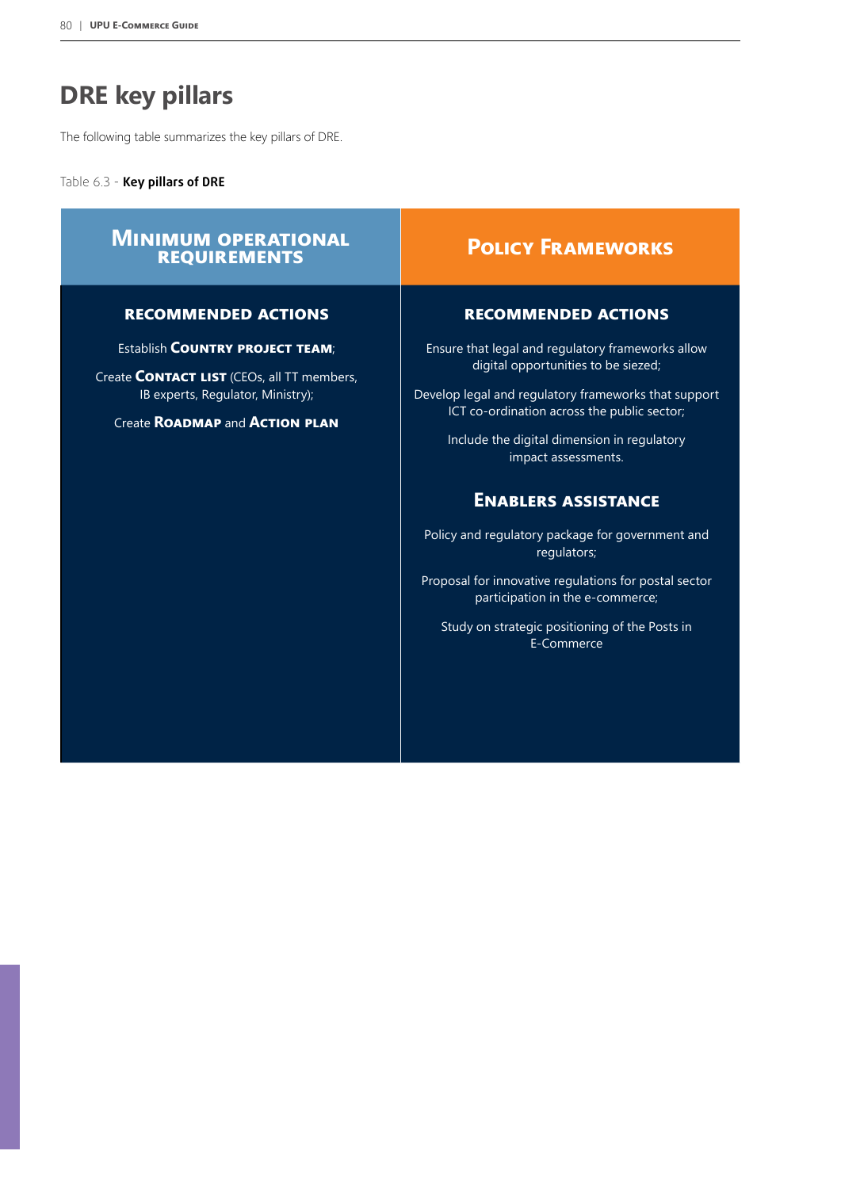# DRE key pillars

The following table summarizes the key pillars of DRE.

Table 6.3 - **Key pillars of DRE**

| **MINIMUM OPERATIONAL REQUIREMENTS** | **POLICY FRAMEWORKS** |
|---|---|
| **RECOMMENDED ACTIONS**<br><br>Establish **COUNTRY PROJECT TEAM**;<br><br>Create **CONTACT LIST** (CEOs, all TT members, IB experts, Regulator, Ministry);<br><br>Create **ROADMAP** and **ACTION PLAN** | **RECOMMENDED ACTIONS**<br><br>Ensure that legal and regulatory frameworks allow digital opportunities to be siezed;<br><br>Develop legal and regulatory frameworks that support ICT co-ordination across the public sector;<br><br>Include the digital dimension in regulatory impact assessments.<br><br>**ENABLERS ASSISTANCE**<br><br>Policy and regulatory package for government and regulators;<br><br>Proposal for innovative regulations for postal sector participation in the e-commerce;<br><br>Study on strategic positioning of the Posts in E-Commerce |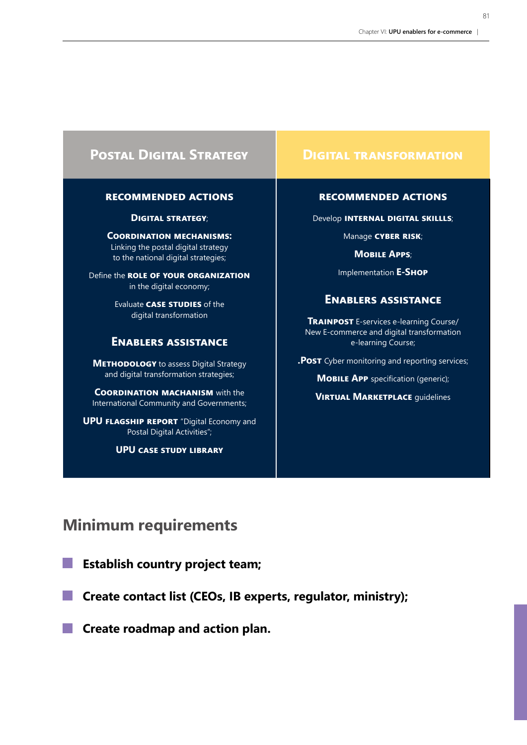## Postal Digital Strategy

### Recommended actions

**Digital strategy**;

**Coordination mechanisms:** Linking the postal digital strategy to the national digital strategies;

Define the **role of your organization** in the digital economy;

Evaluate **case studies** of the digital transformation

### Enablers assistance

**Methodology** to assess Digital Strategy and digital transformation strategies;

**Coordination machanism** with the International Community and Governments;

**UPU flagship report** "Digital Economy and Postal Digital Activities";

**UPU case study library**

## Digital transformation

### Recommended actions

Develop **internal digital skillls**;

Manage **cyber risk**;

**Mobile Apps**;

Implementation **E-Shop**

### Enablers assistance

**Trainpost** E-services e-learning Course/ New E-commerce and digital transformation e-learning Course;

**.Post** Cyber monitoring and reporting services;

**Mobile App** specification (generic);

**Virtual Marketplace** guidelines

## Minimum requirements

- **Establish country project team;**
- **Create contact list (CEOs, IB experts, regulator, ministry);**
- **Create roadmap and action plan.**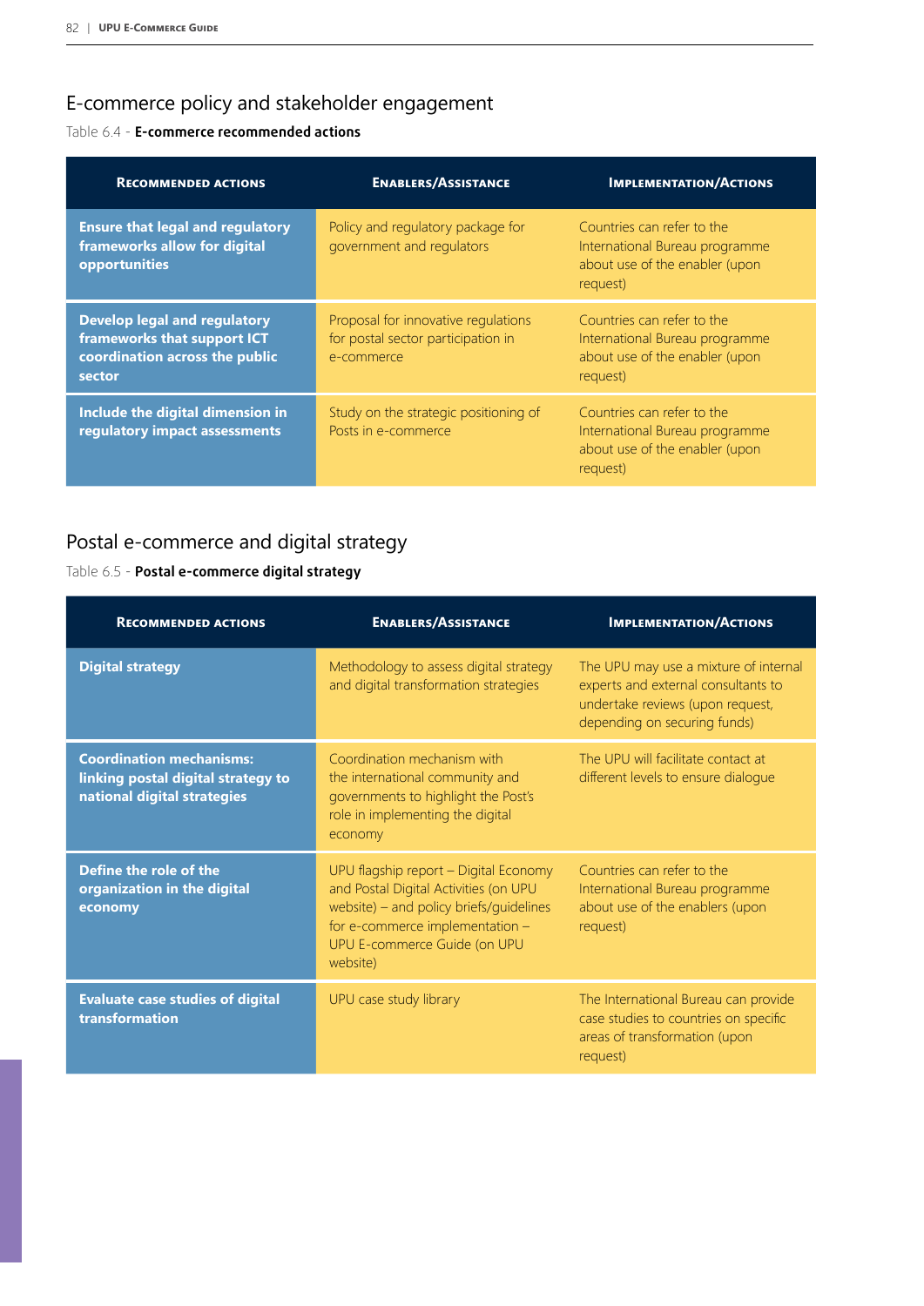## E-commerce policy and stakeholder engagement

Table 6.4 - **E-commerce recommended actions**

| Recommended actions | Enablers/Assistance | Implementation/Actions |
|---|---|---|
| **Ensure that legal and regulatory frameworks allow for digital opportunities** | Policy and regulatory package for government and regulators | Countries can refer to the International Bureau programme about use of the enabler (upon request) |
| **Develop legal and regulatory frameworks that support ICT coordination across the public sector** | Proposal for innovative regulations for postal sector participation in e-commerce | Countries can refer to the International Bureau programme about use of the enabler (upon request) |
| **Include the digital dimension in regulatory impact assessments** | Study on the strategic positioning of Posts in e-commerce | Countries can refer to the International Bureau programme about use of the enabler (upon request) |

## Postal e-commerce and digital strategy

Table 6.5 - **Postal e-commerce digital strategy**

| Recommended actions | Enablers/Assistance | Implementation/Actions |
|---|---|---|
| **Digital strategy** | Methodology to assess digital strategy and digital transformation strategies | The UPU may use a mixture of internal experts and external consultants to undertake reviews (upon request, depending on securing funds) |
| **Coordination mechanisms: linking postal digital strategy to national digital strategies** | Coordination mechanism with the international community and governments to highlight the Post's role in implementing the digital economy | The UPU will facilitate contact at different levels to ensure dialogue |
| **Define the role of the organization in the digital economy** | UPU flagship report – Digital Economy and Postal Digital Activities (on UPU website) – and policy briefs/guidelines for e-commerce implementation – UPU E-commerce Guide (on UPU website) | Countries can refer to the International Bureau programme about use of the enablers (upon request) |
| **Evaluate case studies of digital transformation** | UPU case study library | The International Bureau can provide case studies to countries on specific areas of transformation (upon request) |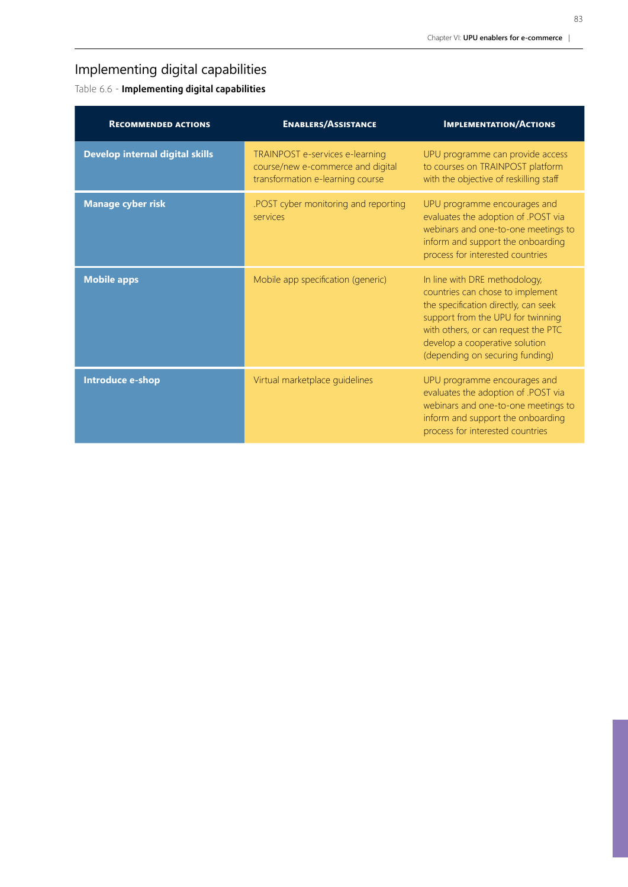## Implementing digital capabilities

Table 6.6 - **Implementing digital capabilities**

| Recommended actions | Enablers/Assistance | Implementation/Actions |
|---|---|---|
| **Develop internal digital skills** | TRAINPOST e-services e-learning course/new e-commerce and digital transformation e-learning course | UPU programme can provide access to courses on TRAINPOST platform with the objective of reskilling staff |
| **Manage cyber risk** | .POST cyber monitoring and reporting services | UPU programme encourages and evaluates the adoption of .POST via webinars and one-to-one meetings to inform and support the onboarding process for interested countries |
| **Mobile apps** | Mobile app specification (generic) | In line with DRE methodology, countries can chose to implement the specification directly, can seek support from the UPU for twinning with others, or can request the PTC develop a cooperative solution (depending on securing funding) |
| **Introduce e-shop** | Virtual marketplace guidelines | UPU programme encourages and evaluates the adoption of .POST via webinars and one-to-one meetings to inform and support the onboarding process for interested countries |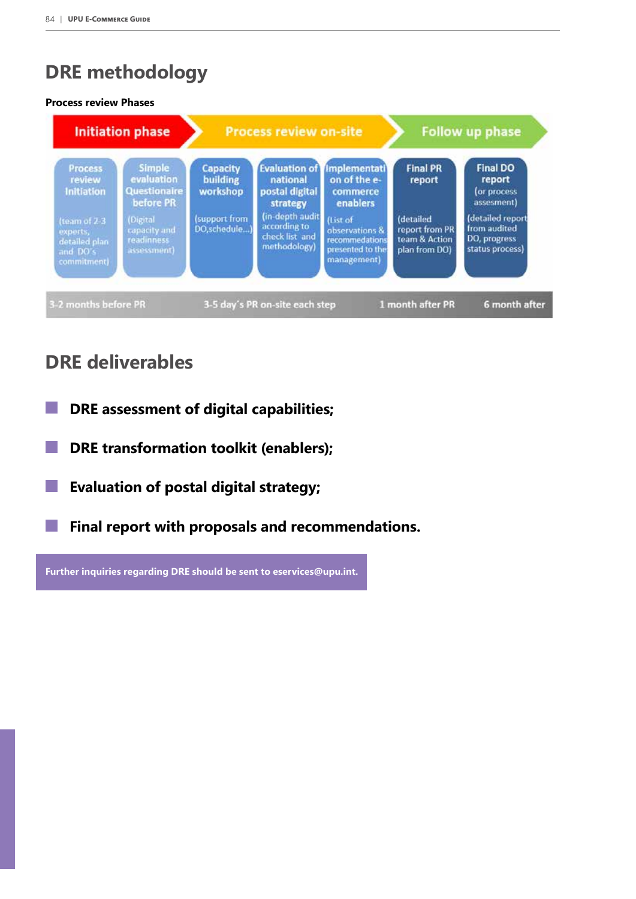## DRE methodology

**Process review Phases**

Initiation phase

Process review on-site

Follow up phase

Process review Initiation (team of 2-3 experts, detailed plan and DO's commitment)

Simple evaluation Questionnaire before PR (Digital capacity and readiness assessment)

Capacity building workshop (support from DO,schedule...)

Evaluation of national postal digital strategy (in-depth audit according to check list and methodology)

Implementation of the e-commerce enablers (List of observations & recommendations presented to the management)

Final PR report (detailed report from PR team & Action plan from DO)

Final DO report (or process assesment) (detailed report from audited DO, progress status process)

3-2 months before PR

3-5 day's PR on-site each step

1 month after PR

6 month after

## DRE deliverables

- **DRE assessment of digital capabilities;**
- **DRE transformation toolkit (enablers);**
- **Evaluation of postal digital strategy;**
- **Final report with proposals and recommendations.**

**Further inquiries regarding DRE should be sent to eservices@upu.int.**